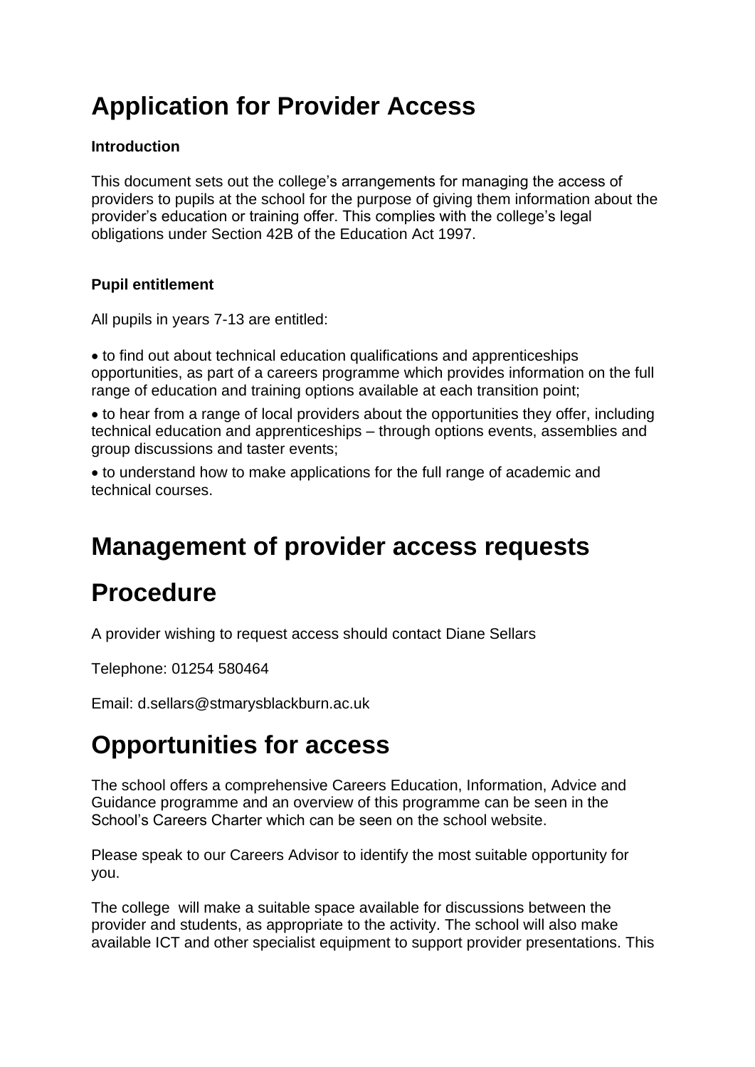# Application for Provider Access

**Introduction**

This document sets out the college's arrangements for managing the access of providers to pupils at the school for the purpose of giving them information about the provider's education or training offer. This complies with the college's legal obligations under Section 42B of the Education Act 1997.

**Pupil entitlement**

All pupils in years 7-13 are entitled:

- to find out about technical education qualifications and apprenticeships opportunities, as part of a careers programme which provides information on the full range of education and training options available at each transition point;
- to hear from a range of local providers about the opportunities they offer, including technical education and apprenticeships – through options events, assemblies and group discussions and taster events;
- to understand how to make applications for the full range of academic and technical courses.

# Management of provider access requests

# Procedure

A provider wishing to request access should contact Diane Sellars

Telephone: 01254 580464

Email: d.sellars@stmarysblackburn.ac.uk

# Opportunities for access

The school offers a comprehensive Careers Education, Information, Advice and Guidance programme and an overview of this programme can be seen in the School's Careers Charter which can be seen on the school website.

Please speak to our Careers Advisor to identify the most suitable opportunity for you.

The college will make a suitable space available for discussions between the provider and students, as appropriate to the activity. The school will also make available ICT and other specialist equipment to support provider presentations. This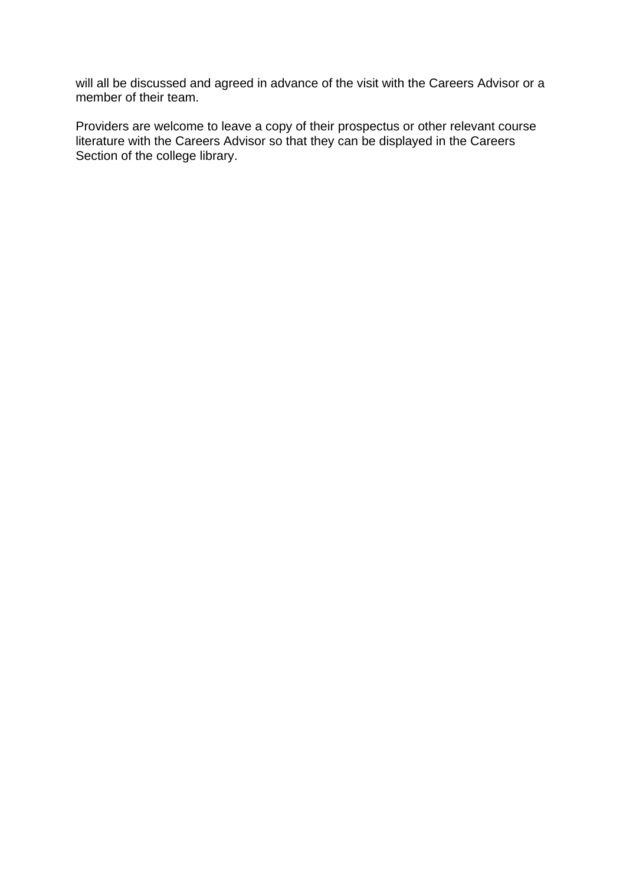will all be discussed and agreed in advance of the visit with the Careers Advisor or a member of their team.

Providers are welcome to leave a copy of their prospectus or other relevant course literature with the Careers Advisor so that they can be displayed in the Careers Section of the college library.